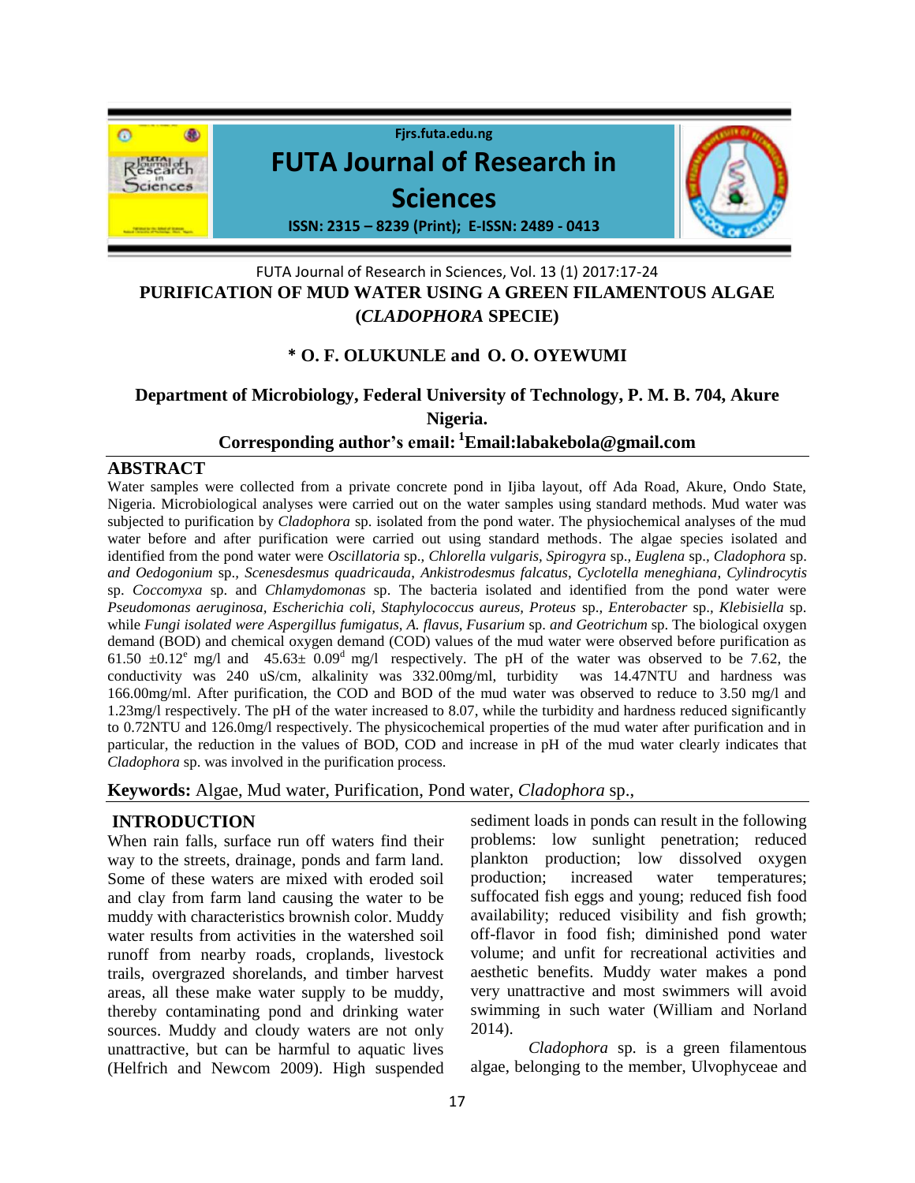# PURIFICATION OF MUD WATER USING A GREEN FILAMENTOUS ALGAE (*CLADOPHORA* SPECIE)

**\* O. F. OLUKUNLE and O. O. OYEWUMI**

**Department of Microbiology, Federal University of Technology, P. M. B. 704, Akure Nigeria.**

**Corresponding author's email: [1]Email:labakebola@gmail.com**

## ABSTRACT

Water samples were collected from a private concrete pond in Ijiba layout, off Ada Road, Akure, Ondo State, Nigeria. Microbiological analyses were carried out on the water samples using standard methods. Mud water was subjected to purification by *Cladophora* sp. isolated from the pond water. The physiochemical analyses of the mud water before and after purification were carried out using standard methods. The algae species isolated and identified from the pond water were *Oscillatoria* sp., *Chlorella vulgaris*, *Spirogyra* sp., *Euglena* sp., *Cladophora* sp. *and Oedogonium* sp., *Scenesdesmus quadricauda*, *Ankistrodesmus falcatus*, *Cyclotella meneghiana*, *Cylindrocytis* sp. *Coccomyxa* sp. and *Chlamydomonas* sp. The bacteria isolated and identified from the pond water were *Pseudomonas aeruginosa*, *Escherichia coli*, *Staphylococcus aureus*, *Proteus* sp., *Enterobacter* sp., *Klebisiella* sp. while *Fungi isolated were Aspergillus fumigatus*, *A. flavus*, *Fusarium* sp. *and Geotrichum* sp. The biological oxygen demand (BOD) and chemical oxygen demand (COD) values of the mud water were observed before purification as $61.50 \pm 0.12^{e}$ mg/l and $45.63 \pm 0.09^{d}$ mg/l respectively. The pH of the water was observed to be 7.62, the conductivity was 240 uS/cm, alkalinity was 332.00mg/ml, turbidity was 14.47NTU and hardness was 166.00mg/ml. After purification, the COD and BOD of the mud water was observed to reduce to 3.50 mg/l and 1.23mg/l respectively. The pH of the water increased to 8.07, while the turbidity and hardness reduced significantly to 0.72NTU and 126.0mg/l respectively. The physicochemical properties of the mud water after purification and in particular, the reduction in the values of BOD, COD and increase in pH of the mud water clearly indicates that *Cladophora* sp. was involved in the purification process.

**Keywords:** Algae, Mud water, Purification, Pond water, *Cladophora* sp.,

## INTRODUCTION

When rain falls, surface run off waters find their way to the streets, drainage, ponds and farm land. Some of these waters are mixed with eroded soil and clay from farm land causing the water to be muddy with characteristics brownish color. Muddy water results from activities in the watershed soil runoff from nearby roads, croplands, livestock trails, overgrazed shorelands, and timber harvest areas, all these make water supply to be muddy, thereby contaminating pond and drinking water sources. Muddy and cloudy waters are not only unattractive, but can be harmful to aquatic lives (Helfrich and Newcom 2009). High suspended sediment loads in ponds can result in the following problems: low sunlight penetration; reduced plankton production; low dissolved oxygen production; increased water temperatures; suffocated fish eggs and young; reduced fish food availability; reduced visibility and fish growth; off-flavor in food fish; diminished pond water volume; and unfit for recreational activities and aesthetic benefits. Muddy water makes a pond very unattractive and most swimmers will avoid swimming in such water (William and Norland 2014).

*Cladophora* sp. is a green filamentous algae, belonging to the member, Ulvophyceae and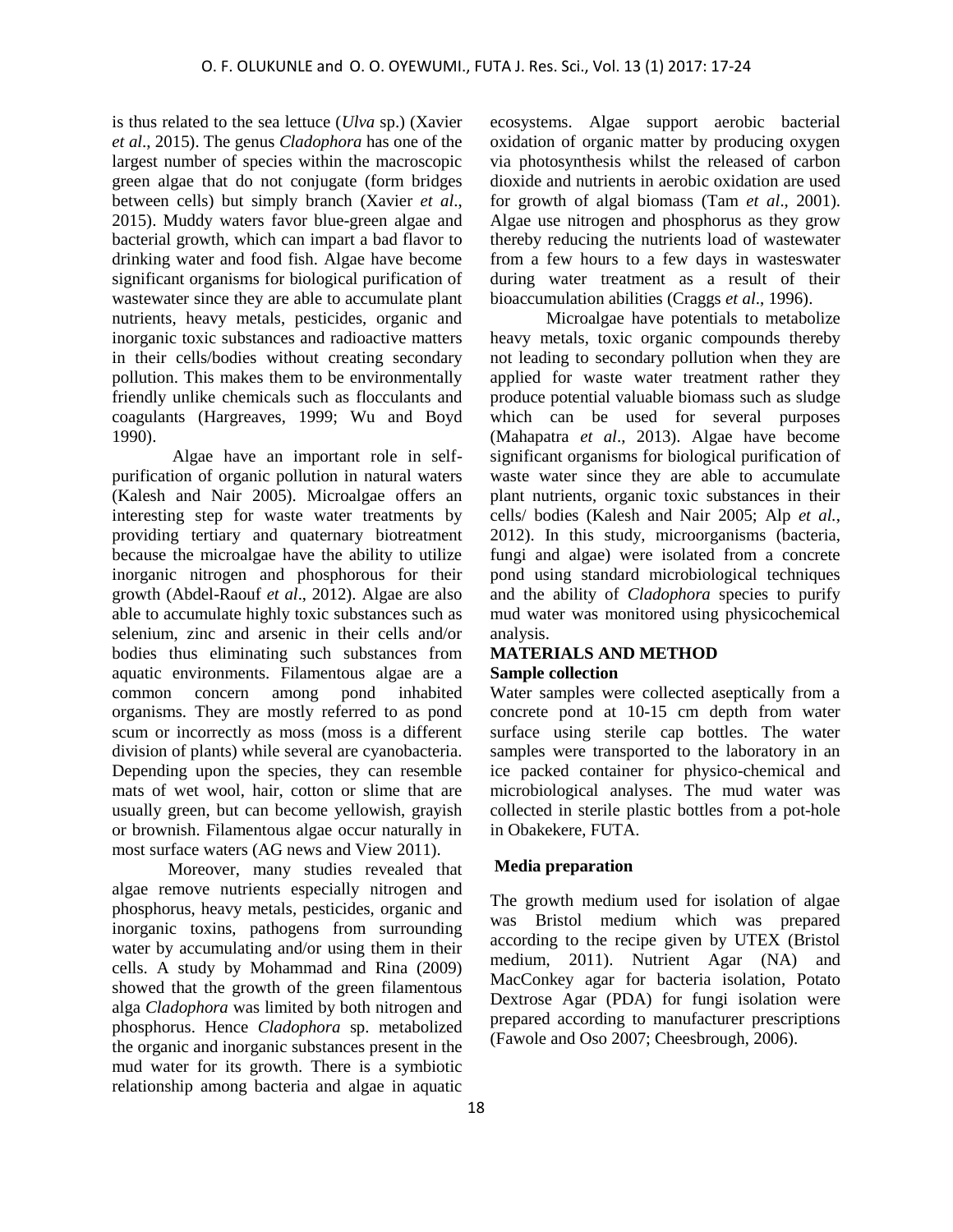is thus related to the sea lettuce (*Ulva* sp.) (Xavier *et al*., 2015). The genus *Cladophora* has one of the largest number of species within the macroscopic green algae that do not conjugate (form bridges between cells) but simply branch (Xavier *et al*., 2015). Muddy waters favor blue-green algae and bacterial growth, which can impart a bad flavor to drinking water and food fish. Algae have become significant organisms for biological purification of wastewater since they are able to accumulate plant nutrients, heavy metals, pesticides, organic and inorganic toxic substances and radioactive matters in their cells/bodies without creating secondary pollution. This makes them to be environmentally friendly unlike chemicals such as flocculants and coagulants (Hargreaves, 1999; Wu and Boyd 1990).

Algae have an important role in self-purification of organic pollution in natural waters (Kalesh and Nair 2005). Microalgae offers an interesting step for waste water treatments by providing tertiary and quaternary biotreatment because the microalgae have the ability to utilize inorganic nitrogen and phosphorous for their growth (Abdel-Raouf *et al*., 2012). Algae are also able to accumulate highly toxic substances such as selenium, zinc and arsenic in their cells and/or bodies thus eliminating such substances from aquatic environments. Filamentous algae are a common concern among pond inhabited organisms. They are mostly referred to as pond scum or incorrectly as moss (moss is a different division of plants) while several are cyanobacteria. Depending upon the species, they can resemble mats of wet wool, hair, cotton or slime that are usually green, but can become yellowish, grayish or brownish. Filamentous algae occur naturally in most surface waters (AG news and View 2011).

Moreover, many studies revealed that algae remove nutrients especially nitrogen and phosphorus, heavy metals, pesticides, organic and inorganic toxins, pathogens from surrounding water by accumulating and/or using them in their cells. A study by Mohammad and Rina (2009) showed that the growth of the green filamentous alga *Cladophora* was limited by both nitrogen and phosphorus. Hence *Cladophora* sp. metabolized the organic and inorganic substances present in the mud water for its growth. There is a symbiotic relationship among bacteria and algae in aquatic ecosystems. Algae support aerobic bacterial oxidation of organic matter by producing oxygen via photosynthesis whilst the released of carbon dioxide and nutrients in aerobic oxidation are used for growth of algal biomass (Tam *et al*., 2001). Algae use nitrogen and phosphorus as they grow thereby reducing the nutrients load of wastewater from a few hours to a few days in wasteswater during water treatment as a result of their bioaccumulation abilities (Craggs *et al*., 1996).

Microalgae have potentials to metabolize heavy metals, toxic organic compounds thereby not leading to secondary pollution when they are applied for waste water treatment rather they produce potential valuable biomass such as sludge which can be used for several purposes (Mahapatra *et al*., 2013). Algae have become significant organisms for biological purification of waste water since they are able to accumulate plant nutrients, organic toxic substances in their cells/ bodies (Kalesh and Nair 2005; Alp *et al.*, 2012). In this study, microorganisms (bacteria, fungi and algae) were isolated from a concrete pond using standard microbiological techniques and the ability of *Cladophora* species to purify mud water was monitored using physicochemical analysis.

## MATERIALS AND METHOD

### Sample collection

Water samples were collected aseptically from a concrete pond at 10-15 cm depth from water surface using sterile cap bottles. The water samples were transported to the laboratory in an ice packed container for physico-chemical and microbiological analyses. The mud water was collected in sterile plastic bottles from a pot-hole in Obakekere, FUTA.

### Media preparation

The growth medium used for isolation of algae was Bristol medium which was prepared according to the recipe given by UTEX (Bristol medium, 2011). Nutrient Agar (NA) and MacConkey agar for bacteria isolation, Potato Dextrose Agar (PDA) for fungi isolation were prepared according to manufacturer prescriptions (Fawole and Oso 2007; Cheesbrough, 2006).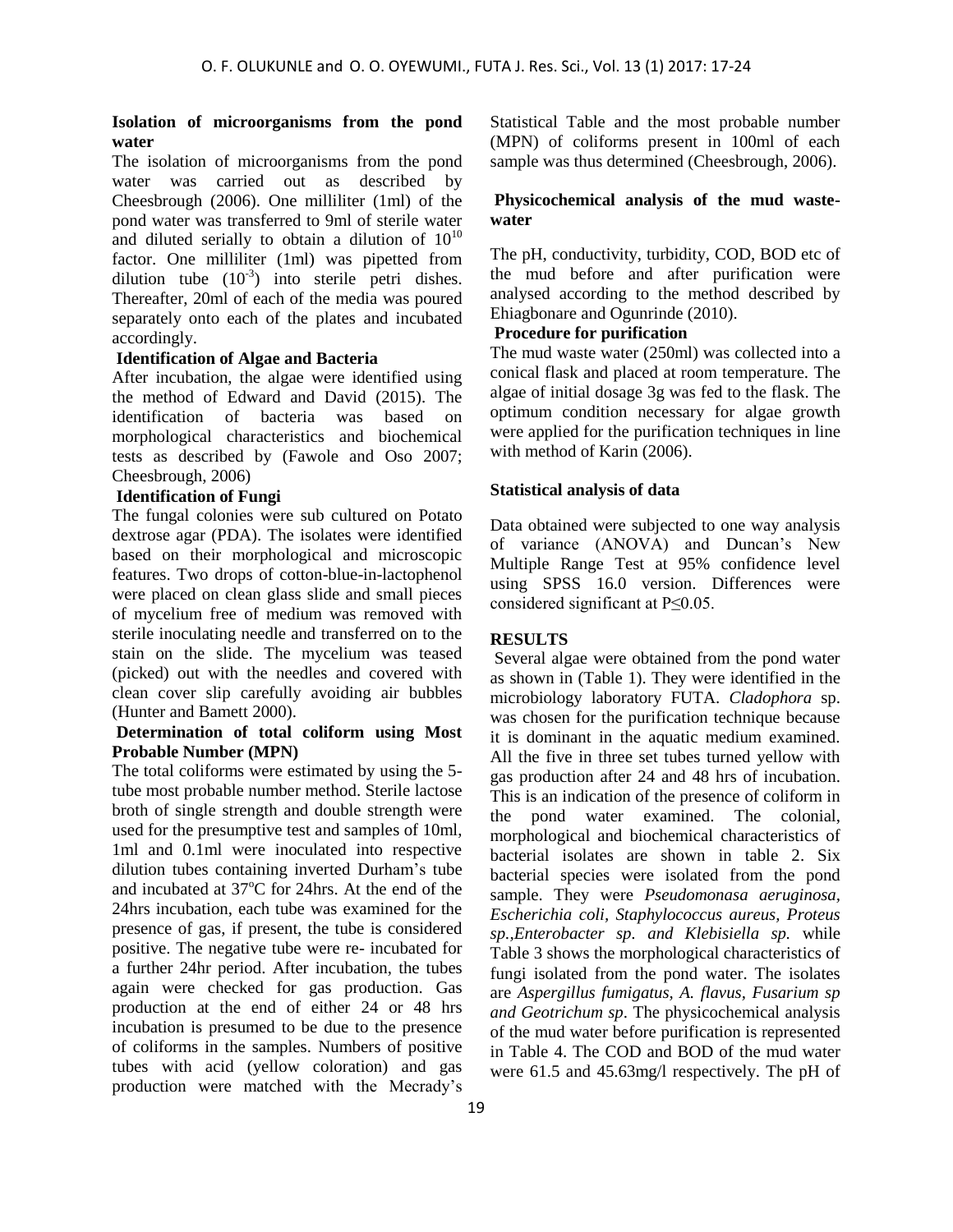### Isolation of microorganisms from the pond water

The isolation of microorganisms from the pond water was carried out as described by Cheesbrough (2006). One milliliter (1ml) of the pond water was transferred to 9ml of sterile water and diluted serially to obtain a dilution of $10^{10}$ factor. One milliliter (1ml) was pipetted from dilution tube ($10^{-3}$) into sterile petri dishes. Thereafter, 20ml of each of the media was poured separately onto each of the plates and incubated accordingly.

### Identification of Algae and Bacteria

After incubation, the algae were identified using the method of Edward and David (2015). The identification of bacteria was based on morphological characteristics and biochemical tests as described by (Fawole and Oso 2007; Cheesbrough, 2006)

### Identification of Fungi

The fungal colonies were sub cultured on Potato dextrose agar (PDA). The isolates were identified based on their morphological and microscopic features. Two drops of cotton-blue-in-lactophenol were placed on clean glass slide and small pieces of mycelium free of medium was removed with sterile inoculating needle and transferred on to the stain on the slide. The mycelium was teased (picked) out with the needles and covered with clean cover slip carefully avoiding air bubbles (Hunter and Bamett 2000).

### Determination of total coliform using Most Probable Number (MPN)

The total coliforms were estimated by using the 5-tube most probable number method. Sterile lactose broth of single strength and double strength were used for the presumptive test and samples of 10ml, 1ml and 0.1ml were inoculated into respective dilution tubes containing inverted Durham's tube and incubated at 37°C for 24hrs. At the end of the 24hrs incubation, each tube was examined for the presence of gas, if present, the tube is considered positive. The negative tube were re- incubated for a further 24hr period. After incubation, the tubes again were checked for gas production. Gas production at the end of either 24 or 48 hrs incubation is presumed to be due to the presence of coliforms in the samples. Numbers of positive tubes with acid (yellow coloration) and gas production were matched with the Mecrady's Statistical Table and the most probable number (MPN) of coliforms present in 100ml of each sample was thus determined (Cheesbrough, 2006).

### Physicochemical analysis of the mud waste-water

The pH, conductivity, turbidity, COD, BOD etc of the mud before and after purification were analysed according to the method described by Ehiagbonare and Ogunrinde (2010).

### Procedure for purification

The mud waste water (250ml) was collected into a conical flask and placed at room temperature. The algae of initial dosage 3g was fed to the flask. The optimum condition necessary for algae growth were applied for the purification techniques in line with method of Karin (2006).

### Statistical analysis of data

Data obtained were subjected to one way analysis of variance (ANOVA) and Duncan's New Multiple Range Test at 95% confidence level using SPSS 16.0 version. Differences were considered significant at $P \leq 0.05$.

## RESULTS

Several algae were obtained from the pond water as shown in (Table 1). They were identified in the microbiology laboratory FUTA. *Cladophora* sp. was chosen for the purification technique because it is dominant in the aquatic medium examined. All the five in three set tubes turned yellow with gas production after 24 and 48 hrs of incubation. This is an indication of the presence of coliform in the pond water examined. The colonial, morphological and biochemical characteristics of bacterial isolates are shown in table 2. Six bacterial species were isolated from the pond sample. They were *Pseudomonasa aeruginosa, Escherichia coli, Staphylococcus aureus, Proteus sp.,Enterobacter sp. and Klebisiella sp.* while Table 3 shows the morphological characteristics of fungi isolated from the pond water. The isolates are *Aspergillus fumigatus, A. flavus, Fusarium sp and Geotrichum sp*. The physicochemical analysis of the mud water before purification is represented in Table 4. The COD and BOD of the mud water were 61.5 and 45.63mg/l respectively. The pH of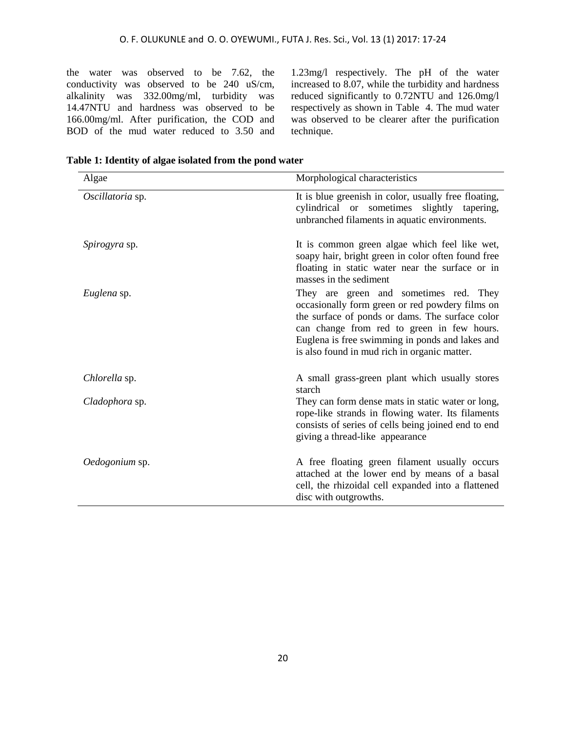the water was observed to be 7.62, the conductivity was observed to be 240 uS/cm, alkalinity was 332.00mg/ml, turbidity was 14.47NTU and hardness was observed to be 166.00mg/ml. After purification, the COD and BOD of the mud water reduced to 3.50 and 1.23mg/l respectively. The pH of the water increased to 8.07, while the turbidity and hardness reduced significantly to 0.72NTU and 126.0mg/l respectively as shown in Table 4. The mud water was observed to be clearer after the purification technique.

**Table 1: Identity of algae isolated from the pond water**

| Algae | Morphological characteristics |
|---|---|
| *Oscillatoria* sp. | It is blue greenish in color, usually free floating, cylindrical or sometimes slightly tapering, unbranched filaments in aquatic environments. |
| *Spirogyra* sp. | It is common green algae which feel like wet, soapy hair, bright green in color often found free floating in static water near the surface or in masses in the sediment |
| *Euglena* sp. | They are green and sometimes red. They occasionally form green or red powdery films on the surface of ponds or dams. The surface color can change from red to green in few hours. Euglena is free swimming in ponds and lakes and is also found in mud rich in organic matter. |
| *Chlorella* sp. | A small grass-green plant which usually stores starch |
| *Cladophora* sp. | They can form dense mats in static water or long, rope-like strands in flowing water. Its filaments consists of series of cells being joined end to end giving a thread-like appearance |
| *Oedogonium* sp. | A free floating green filament usually occurs attached at the lower end by means of a basal cell, the rhizoidal cell expanded into a flattened disc with outgrowths. |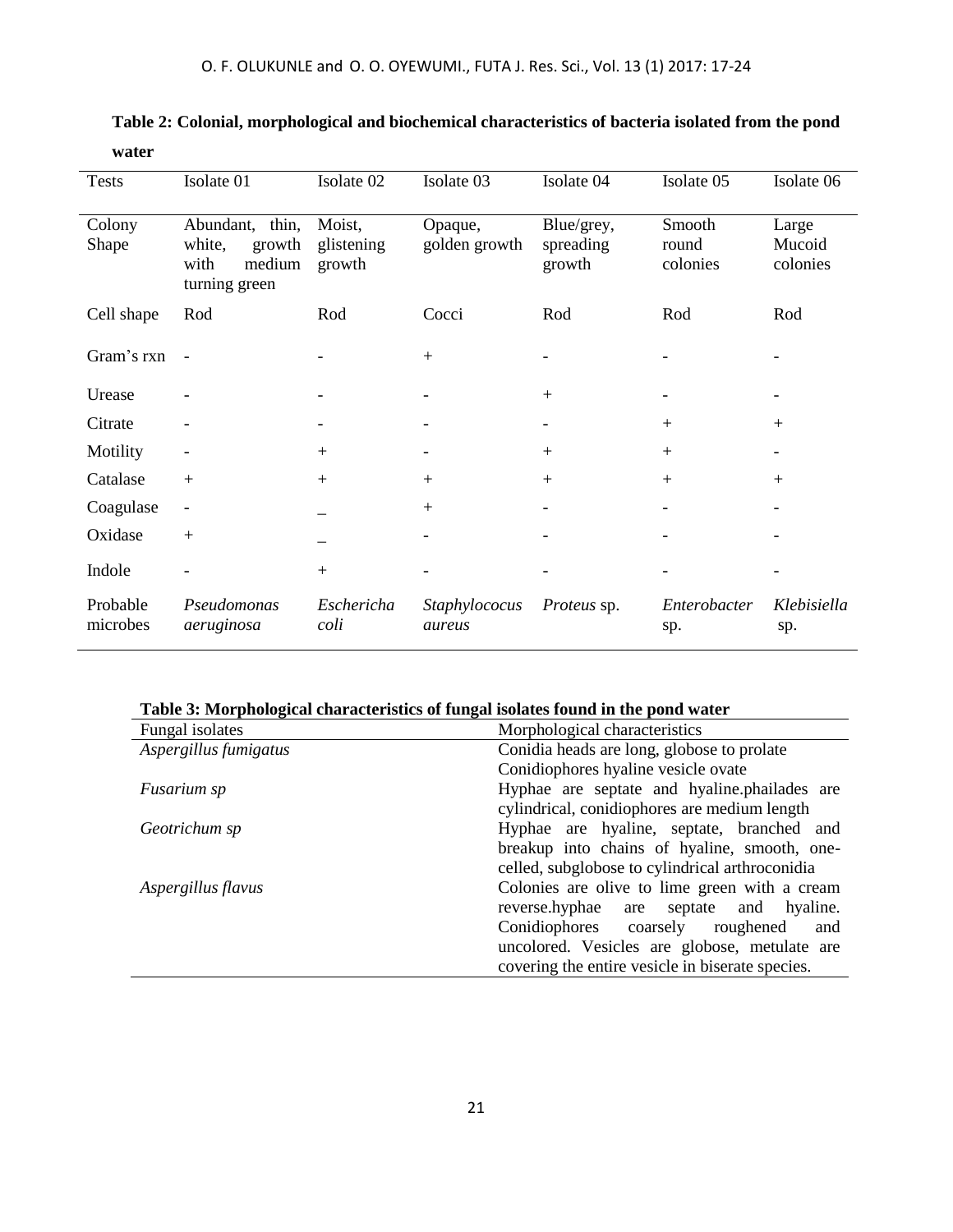**Table 2: Colonial, morphological and biochemical characteristics of bacteria isolated from the pond water**

| Tests | Isolate 01 | Isolate 02 | Isolate 03 | Isolate 04 | Isolate 05 | Isolate 06 |
|---|---|---|---|---|---|---|
| Colony Shape | Abundant, thin, white, growth with medium turning green | Moist, glistening growth | Opaque, golden growth | Blue/grey, spreading growth | Smooth round colonies | Large Mucoid colonies |
| Cell shape | Rod | Rod | Cocci | Rod | Rod | Rod |
| Gram's rxn | - | - | + | - | - | - |
| Urease | - | - | - | + | - | - |
| Citrate | - | - | - | - | + | + |
| Motility | - | + | - | + | + | - |
| Catalase | + | + | + | + | + | + |
| Coagulase | - | _ | + | - | - | - |
| Oxidase | + | _ | - | - | - | - |
| Indole | - | + | - | - | - | - |
| Probable microbes | *Pseudomonas aeruginosa* | *Eschericha coli* | *Staphylococus aureus* | *Proteus* sp. | *Enterobacter* sp. | *Klebisiella* sp. |

**Table 3: Morphological characteristics of fungal isolates found in the pond water**

| Fungal isolates | Morphological characteristics |
|---|---|
| *Aspergillus fumigatus* | Conidia heads are long, globose to prolate Conidiophores hyaline vesicle ovate |
| *Fusarium sp* | Hyphae are septate and hyaline.phailades are cylindrical, conidiophores are medium length |
| *Geotrichum sp* | Hyphae are hyaline, septate, branched and breakup into chains of hyaline, smooth, one-celled, subglobose to cylindrical arthroconidia |
| *Aspergillus flavus* | Colonies are olive to lime green with a cream reverse.hyphae are septate and hyaline. Conidiophores coarsely roughened and uncolored. Vesicles are globose, metulate are covering the entire vesicle in biserate species. |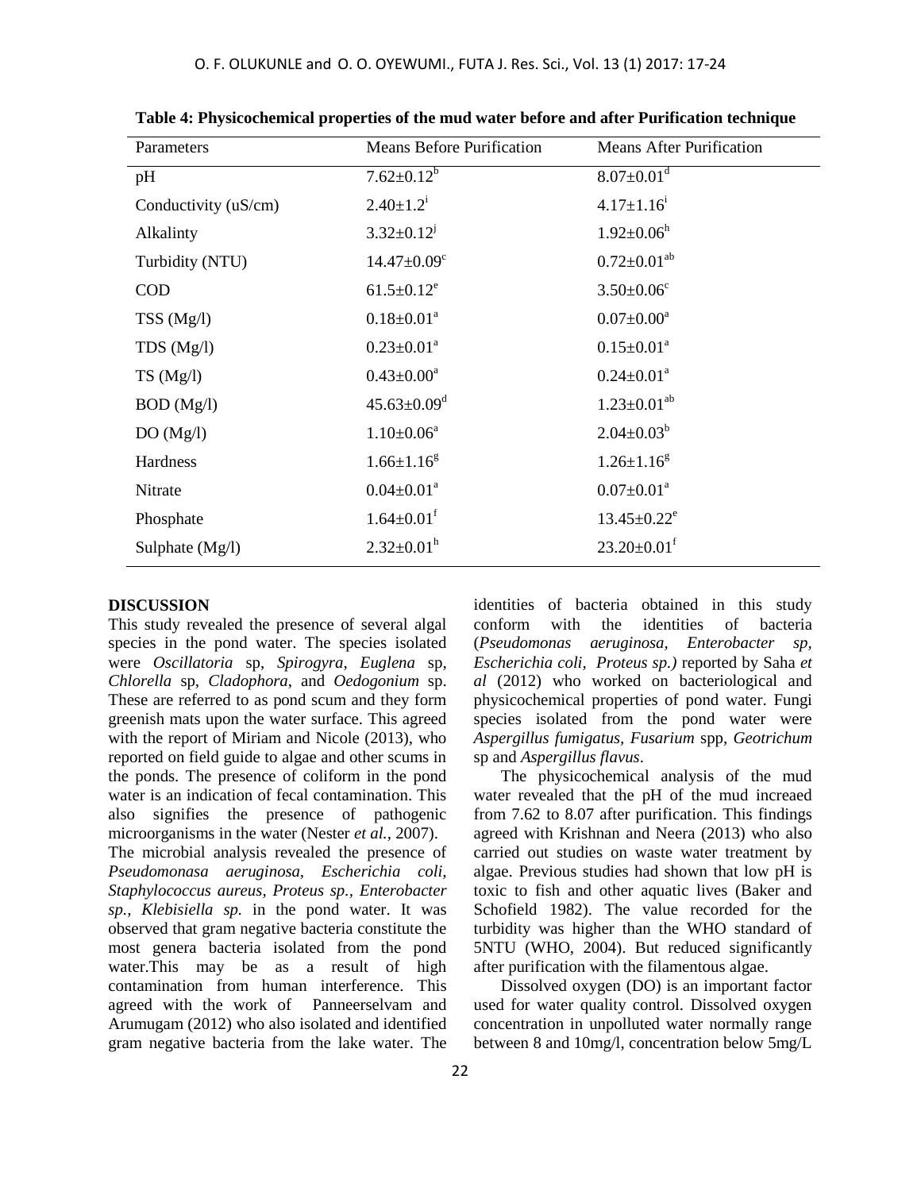**Table 4: Physicochemical properties of the mud water before and after Purification technique**

| Parameters | Means Before Purification | Means After Purification |
|---|---|---|
| pH | $7.62\pm0.12^{b}$ | $8.07\pm0.01^{d}$ |
| Conductivity (uS/cm) | $2.40\pm1.2^{i}$ | $4.17\pm1.16^{i}$ |
| Alkalinty | $3.32\pm0.12^{j}$ | $1.92\pm0.06^{h}$ |
| Turbidity (NTU) | $14.47\pm0.09^{c}$ | $0.72\pm0.01^{ab}$ |
| COD | $61.5\pm0.12^{e}$ | $3.50\pm0.06^{c}$ |
| TSS (Mg/l) | $0.18\pm0.01^{a}$ | $0.07\pm0.00^{a}$ |
| TDS (Mg/l) | $0.23\pm0.01^{a}$ | $0.15\pm0.01^{a}$ |
| TS (Mg/l) | $0.43\pm0.00^{a}$ | $0.24\pm0.01^{a}$ |
| BOD (Mg/l) | $45.63\pm0.09^{d}$ | $1.23\pm0.01^{ab}$ |
| DO (Mg/l) | $1.10\pm0.06^{a}$ | $2.04\pm0.03^{b}$ |
| Hardness | $1.66\pm1.16^{g}$ | $1.26\pm1.16^{g}$ |
| Nitrate | $0.04\pm0.01^{a}$ | $0.07\pm0.01^{a}$ |
| Phosphate | $1.64\pm0.01^{f}$ | $13.45\pm0.22^{e}$ |
| Sulphate (Mg/l) | $2.32\pm0.01^{h}$ | $23.20\pm0.01^{f}$ |

## DISCUSSION

This study revealed the presence of several algal species in the pond water. The species isolated were *Oscillatoria* sp, *Spirogyra*, *Euglena* sp, *Chlorella* sp, *Cladophora*, and *Oedogonium* sp. These are referred to as pond scum and they form greenish mats upon the water surface. This agreed with the report of Miriam and Nicole (2013), who reported on field guide to algae and other scums in the ponds. The presence of coliform in the pond water is an indication of fecal contamination. This also signifies the presence of pathogenic microorganisms in the water (Nester *et al.*, 2007).

The microbial analysis revealed the presence of *Pseudomonasa aeruginosa, Escherichia coli, Staphylococcus aureus, Proteus sp., Enterobacter sp., Klebisiella sp.* in the pond water. It was observed that gram negative bacteria constitute the most genera bacteria isolated from the pond water.This may be as a result of high contamination from human interference. This agreed with the work of Panneerselvam and Arumugam (2012) who also isolated and identified gram negative bacteria from the lake water. The identities of bacteria obtained in this study conform with the identities of bacteria (*Pseudomonas aeruginosa, Enterobacter sp, Escherichia coli, Proteus sp.)* reported by Saha *et al* (2012) who worked on bacteriological and physicochemical properties of pond water. Fungi species isolated from the pond water were *Aspergillus fumigatus, Fusarium* spp, *Geotrichum* sp and *Aspergillus flavus*.

The physicochemical analysis of the mud water revealed that the pH of the mud increaed from 7.62 to 8.07 after purification. This findings agreed with Krishnan and Neera (2013) who also carried out studies on waste water treatment by algae. Previous studies had shown that low pH is toxic to fish and other aquatic lives (Baker and Schofield 1982). The value recorded for the turbidity was higher than the WHO standard of 5NTU (WHO, 2004). But reduced significantly after purification with the filamentous algae.

Dissolved oxygen (DO) is an important factor used for water quality control. Dissolved oxygen concentration in unpolluted water normally range between 8 and 10mg/l, concentration below 5mg/L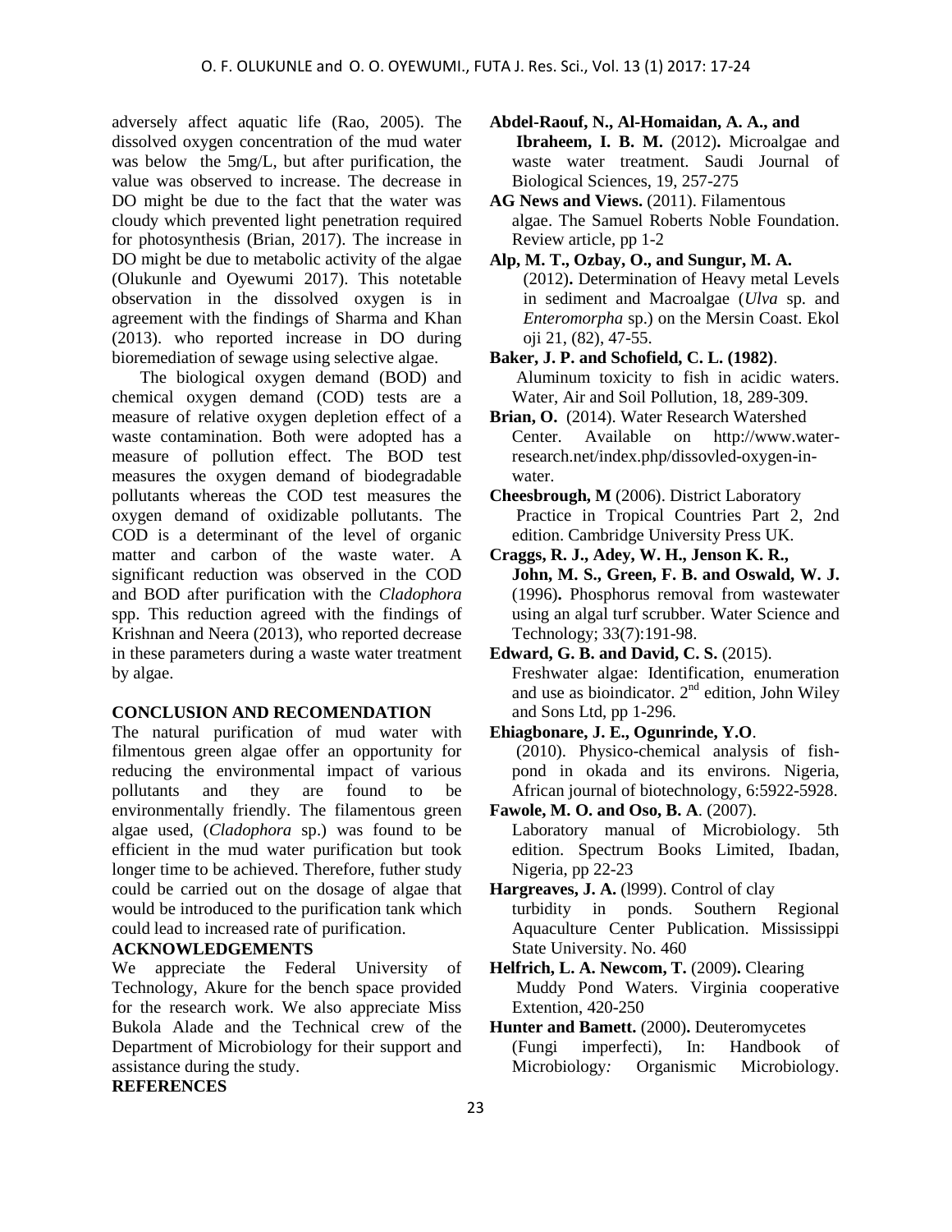adversely affect aquatic life (Rao, 2005). The dissolved oxygen concentration of the mud water was below the 5mg/L, but after purification, the value was observed to increase. The decrease in DO might be due to the fact that the water was cloudy which prevented light penetration required for photosynthesis (Brian, 2017). The increase in DO might be due to metabolic activity of the algae (Olukunle and Oyewumi 2017). This notetable observation in the dissolved oxygen is in agreement with the findings of Sharma and Khan (2013). who reported increase in DO during bioremediation of sewage using selective algae.

The biological oxygen demand (BOD) and chemical oxygen demand (COD) tests are a measure of relative oxygen depletion effect of a waste contamination. Both were adopted has a measure of pollution effect. The BOD test measures the oxygen demand of biodegradable pollutants whereas the COD test measures the oxygen demand of oxidizable pollutants. The COD is a determinant of the level of organic matter and carbon of the waste water. A significant reduction was observed in the COD and BOD after purification with the *Cladophora* spp. This reduction agreed with the findings of Krishnan and Neera (2013), who reported decrease in these parameters during a waste water treatment by algae.

## CONCLUSION AND RECOMENDATION

The natural purification of mud water with filmentous green algae offer an opportunity for reducing the environmental impact of various pollutants and they are found to be environmentally friendly. The filamentous green algae used, (*Cladophora* sp.) was found to be efficient in the mud water purification but took longer time to be achieved. Therefore, futher study could be carried out on the dosage of algae that would be introduced to the purification tank which could lead to increased rate of purification.

## ACKNOWLEDGEMENTS

We appreciate the Federal University of Technology, Akure for the bench space provided for the research work. We also appreciate Miss Bukola Alade and the Technical crew of the Department of Microbiology for their support and assistance during the study.

## REFERENCES

**Abdel-Raouf, N., Al-Homaidan, A. A., and Ibraheem, I. B. M.** (2012)**.** Microalgae and waste water treatment. Saudi Journal of Biological Sciences, 19, 257-275

**AG News and Views.** (2011). Filamentous algae. The Samuel Roberts Noble Foundation. Review article, pp 1-2

**Alp, M. T., Ozbay, O., and Sungur, M. A.** (2012)**.** Determination of Heavy metal Levels in sediment and Macroalgae (*Ulva* sp. and *Enteromorpha* sp.) on the Mersin Coast. Ekol oji 21, (82), 47-55.

**Baker, J. P. and Schofield, C. L. (1982)**. Aluminum toxicity to fish in acidic waters. Water, Air and Soil Pollution, 18, 289-309.

**Brian, O.** (2014). Water Research Watershed Center. Available on http://www.water-research.net/index.php/dissovled-oxygen-in-water.

**Cheesbrough, M** (2006). District Laboratory Practice in Tropical Countries Part 2, 2nd edition. Cambridge University Press UK.

**Craggs, R. J., Adey, W. H., Jenson K. R., John, M. S., Green, F. B. and Oswald, W. J.** (1996)**.** Phosphorus removal from wastewater using an algal turf scrubber. Water Science and Technology; 33(7):191-98.

**Edward, G. B. and David, C. S.** (2015). Freshwater algae: Identification, enumeration and use as bioindicator. 2nd edition, John Wiley and Sons Ltd, pp 1-296.

**Ehiagbonare, J. E., Ogunrinde, Y.O**. (2010). Physico-chemical analysis of fish-pond in okada and its environs. Nigeria, African journal of biotechnology, 6:5922-5928.

**Fawole, M. O. and Oso, B. A**. (2007). Laboratory manual of Microbiology. 5th edition. Spectrum Books Limited, Ibadan, Nigeria, pp 22-23

**Hargreaves, J. A.** (l999). Control of clay turbidity in ponds. Southern Regional Aquaculture Center Publication. Mississippi State University. No. 460

**Helfrich, L. A. Newcom, T.** (2009)**.** Clearing Muddy Pond Waters. Virginia cooperative Extention, 420-250

**Hunter and Bamett.** (2000)**.** Deuteromycetes (Fungi imperfecti), In: Handbook of Microbiology*:* Organismic Microbiology.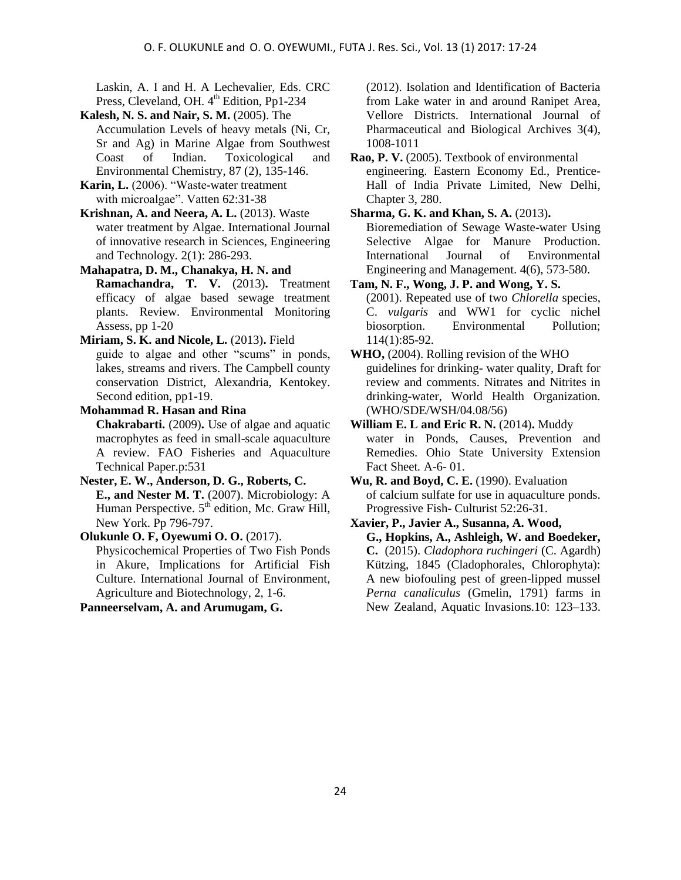Laskin, A. I and H. A Lechevalier, Eds. CRC Press, Cleveland, OH. 4th Edition, Pp1-234

**Kalesh, N. S. and Nair, S. M.** (2005). The Accumulation Levels of heavy metals (Ni, Cr, Sr and Ag) in Marine Algae from Southwest Coast of Indian. Toxicological and Environmental Chemistry, 87 (2), 135-146.

**Karin, L.** (2006). "Waste-water treatment with microalgae". Vatten 62:31-38

**Krishnan, A. and Neera, A. L.** (2013). Waste water treatment by Algae. International Journal of innovative research in Sciences, Engineering and Technology. 2(1): 286-293.

**Mahapatra, D. M., Chanakya, H. N. and Ramachandra, T. V.** (2013)**.** Treatment efficacy of algae based sewage treatment plants. Review. Environmental Monitoring Assess, pp 1-20

**Miriam, S. K. and Nicole, L.** (2013)**.** Field guide to algae and other "scums" in ponds, lakes, streams and rivers. The Campbell county conservation District, Alexandria, Kentokey. Second edition, pp1-19.

**Mohammad R. Hasan and Rina Chakrabarti.** (2009)**.** Use of algae and aquatic macrophytes as feed in small-scale aquaculture A review. FAO Fisheries and Aquaculture Technical Paper.p:531

**Nester, E. W., Anderson, D. G., Roberts, C. E., and Nester M. T.** (2007). Microbiology: A Human Perspective. 5th edition, Mc. Graw Hill, New York. Pp 796-797.

**Olukunle O. F, Oyewumi O. O.** (2017). Physicochemical Properties of Two Fish Ponds in Akure, Implications for Artificial Fish Culture. International Journal of Environment, Agriculture and Biotechnology, 2, 1-6.

**Panneerselvam, A. and Arumugam, G.** (2012). Isolation and Identification of Bacteria from Lake water in and around Ranipet Area, Vellore Districts. International Journal of Pharmaceutical and Biological Archives 3(4), 1008-1011

**Rao, P. V.** (2005). Textbook of environmental engineering. Eastern Economy Ed., Prentice-Hall of India Private Limited, New Delhi, Chapter 3, 280.

**Sharma, G. K. and Khan, S. A.** (2013)**.** Bioremediation of Sewage Waste-water Using Selective Algae for Manure Production. International Journal of Environmental Engineering and Management. 4(6), 573-580.

**Tam, N. F., Wong, J. P. and Wong, Y. S.** (2001). Repeated use of two *Chlorella* species, C. *vulgaris* and WW1 for cyclic nichel biosorption. Environmental Pollution; 114(1):85-92.

**WHO,** (2004). Rolling revision of the WHO guidelines for drinking- water quality, Draft for review and comments. Nitrates and Nitrites in drinking-water, World Health Organization. (WHO/SDE/WSH/04.08/56)

**William E. L and Eric R. N.** (2014)**.** Muddy water in Ponds, Causes, Prevention and Remedies. Ohio State University Extension Fact Sheet*.* A-6- 01.

**Wu, R. and Boyd, C. E.** (1990). Evaluation of calcium sulfate for use in aquaculture ponds. Progressive Fish- Culturist 52:26-31.

**Xavier, P., Javier A., Susanna, A. Wood, G., Hopkins, A., Ashleigh, W. and Boedeker, C.** (2015). *Cladophora ruchingeri* (C. Agardh) Kützing, 1845 (Cladophorales, Chlorophyta): A new biofouling pest of green-lipped mussel *Perna canaliculus* (Gmelin, 1791) farms in New Zealand, Aquatic Invasions.10: 123–133.